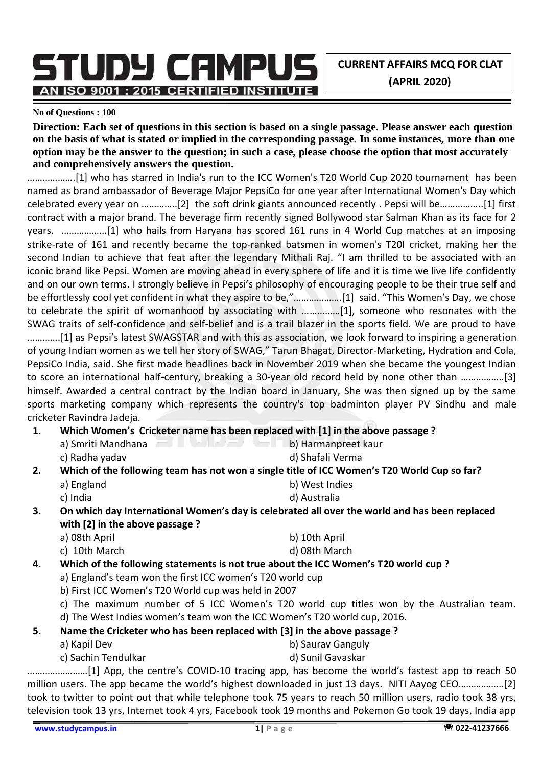# STUDY CAMPUS

**AN ISO 9001 : 2015 CERTIFIED INSTITUTE**

**CURRENT AFFAIRS MCQ FOR CLAT (APRIL 2020)**

**No of Questions : 100**

**Direction: Each set of questions in this section is based on a single passage. Please answer each question on the basis of what is stated or implied in the corresponding passage. In some instances, more than one option may be the answer to the question; in such a case, please choose the option that most accurately and comprehensively answers the question.**

……………….[1] who has starred in India's run to the ICC Women's T20 World Cup 2020 tournament has been named as brand ambassador of Beverage Major PepsiCo for one year after International Women's Day which celebrated every year on …………..[2] the soft drink giants announced recently . Pepsi will be……………..[1] first contract with a major brand. The beverage firm recently signed Bollywood star Salman Khan as its face for 2 years. ………………[1] who hails from Haryana has scored 161 runs in 4 World Cup matches at an imposing strike-rate of 161 and recently became the top-ranked batsmen in women's T20I cricket, making her the second Indian to achieve that feat after the legendary Mithali Raj. "I am thrilled to be associated with an iconic brand like Pepsi. Women are moving ahead in every sphere of life and it is time we live life confidently and on our own terms. I strongly believe in Pepsi's philosophy of encouraging people to be their true self and be effortlessly cool yet confident in what they aspire to be,"……………….[1] said. "This Women's Day, we chose to celebrate the spirit of womanhood by associating with ……………[1], someone who resonates with the SWAG traits of self-confidence and self-belief and is a trail blazer in the sports field. We are proud to have ………….[1] as Pepsi's latest SWAGSTAR and with this as association, we look forward to inspiring a generation of young Indian women as we tell her story of SWAG," Tarun Bhagat, Director-Marketing, Hydration and Cola, PepsiCo India, said. She first made headlines back in November 2019 when she became the youngest Indian to score an international half-century, breaking a 30-year old record held by none other than ……………..[3] himself. Awarded a central contract by the Indian board in January, She was then signed up by the same sports marketing company which represents the country's top badminton player PV Sindhu and male cricketer Ravindra Jadeja.

**1. Which Women's Cricketer name has been replaced with [1] in the above passage ?**

a) Smriti Mandhana  
b) Harmanpreet kaur  
c) Radha yadav  
d) Shafali Verma

**2. Which of the following team has not won a single title of ICC Women's T20 World Cup so far?**

a) England  
b) West Indies  
c) India  
d) Australia

**3. On which day International Women's day is celebrated all over the world and has been replaced with [2] in the above passage ?**

a) 08th April  
b) 10th April  
c) 10th March  
d) 08th March

**4. Which of the following statements is not true about the ICC Women's T20 world cup ?**

a) England's team won the first ICC women's T20 world cup  
b) First ICC Women's T20 World cup was held in 2007  
c) The maximum number of 5 ICC Women's T20 world cup titles won by the Australian team.  
d) The West Indies women's team won the ICC Women's T20 world cup, 2016.

**5. Name the Cricketer who has been replaced with [3] in the above passage ?**

a) Kapil Dev  
b) Saurav Ganguly  
c) Sachin Tendulkar  
d) Sunil Gavaskar

……………………[1] App, the centre's COVID-10 tracing app, has become the world's fastest app to reach 50 million users. The app became the world's highest downloaded in just 13 days. NITI Aayog CEO………………[2] took to twitter to point out that while telephone took 75 years to reach 50 million users, radio took 38 yrs, television took 13 yrs, Internet took 4 yrs, Facebook took 19 months and Pokemon Go took 19 days, India app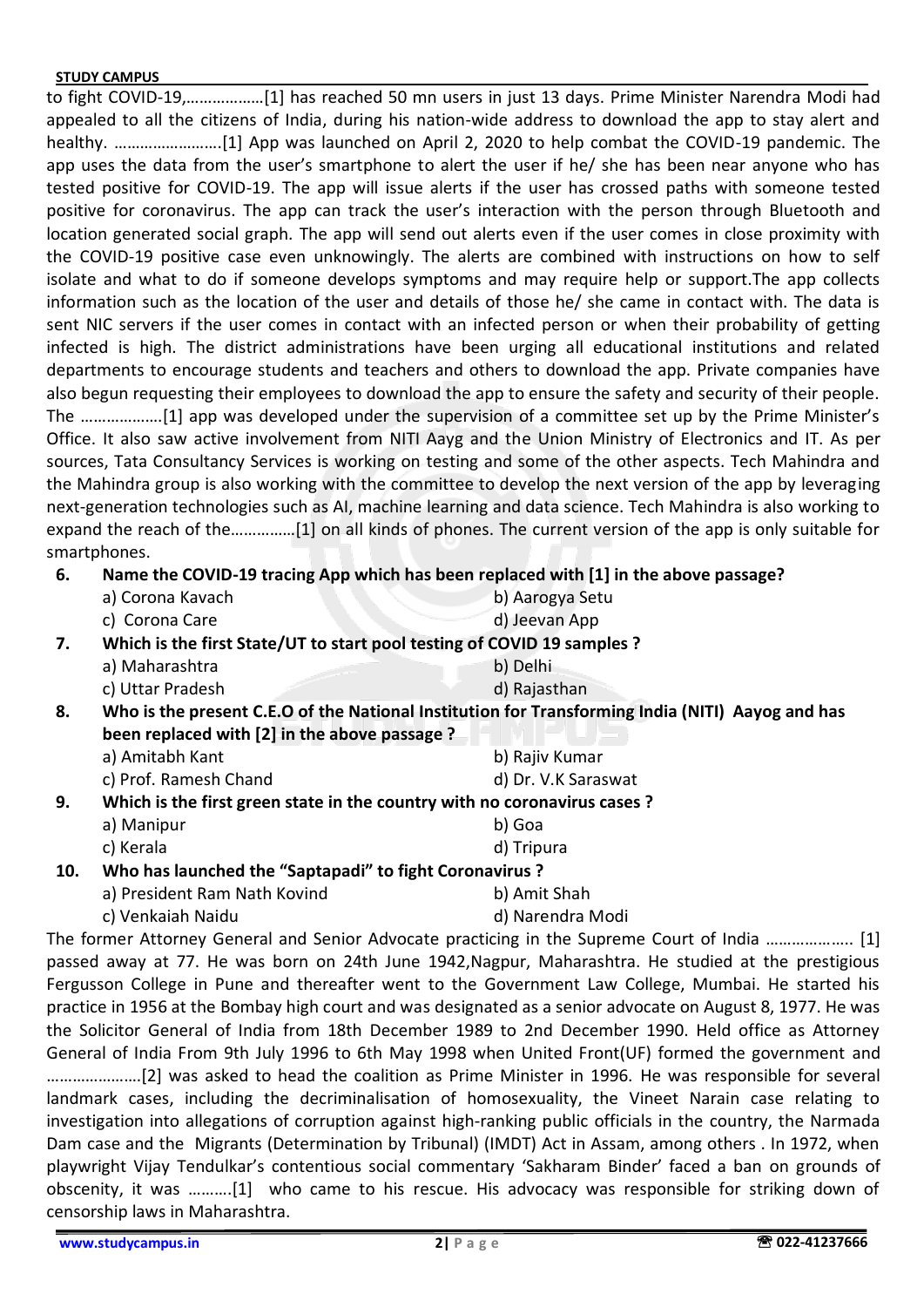to fight COVID-19,………………[1] has reached 50 mn users in just 13 days. Prime Minister Narendra Modi had appealed to all the citizens of India, during his nation-wide address to download the app to stay alert and healthy. …………………….[1] App was launched on April 2, 2020 to help combat the COVID-19 pandemic. The app uses the data from the user's smartphone to alert the user if he/ she has been near anyone who has tested positive for COVID-19. The app will issue alerts if the user has crossed paths with someone tested positive for coronavirus. The app can track the user's interaction with the person through Bluetooth and location generated social graph. The app will send out alerts even if the user comes in close proximity with the COVID-19 positive case even unknowingly. The alerts are combined with instructions on how to self isolate and what to do if someone develops symptoms and may require help or support.The app collects information such as the location of the user and details of those he/ she came in contact with. The data is sent NIC servers if the user comes in contact with an infected person or when their probability of getting infected is high. The district administrations have been urging all educational institutions and related departments to encourage students and teachers and others to download the app. Private companies have also begun requesting their employees to download the app to ensure the safety and security of their people. The ……………….[1] app was developed under the supervision of a committee set up by the Prime Minister's Office. It also saw active involvement from NITI Aayg and the Union Ministry of Electronics and IT. As per sources, Tata Consultancy Services is working on testing and some of the other aspects. Tech Mahindra and the Mahindra group is also working with the committee to develop the next version of the app by leveraging next-generation technologies such as AI, machine learning and data science. Tech Mahindra is also working to expand the reach of the……………[1] on all kinds of phones. The current version of the app is only suitable for smartphones.

**6. Name the COVID-19 tracing App which has been replaced with [1] in the above passage?**

a) Corona Kavach
b) Aarogya Setu
c) Corona Care
d) Jeevan App

**7. Which is the first State/UT to start pool testing of COVID 19 samples ?**

a) Maharashtra
b) Delhi
c) Uttar Pradesh
d) Rajasthan

**8. Who is the present C.E.O of the National Institution for Transforming India (NITI) Aayog and has been replaced with [2] in the above passage ?**

a) Amitabh Kant
b) Rajiv Kumar
c) Prof. Ramesh Chand
d) Dr. V.K Saraswat

**9. Which is the first green state in the country with no coronavirus cases ?**

a) Manipur
b) Goa
c) Kerala
d) Tripura

**10. Who has launched the "Saptapadi" to fight Coronavirus ?**

a) President Ram Nath Kovind
b) Amit Shah
c) Venkaiah Naidu
d) Narendra Modi

The former Attorney General and Senior Advocate practicing in the Supreme Court of India ………………. [1] passed away at 77. He was born on 24th June 1942,Nagpur, Maharashtra. He studied at the prestigious Fergusson College in Pune and thereafter went to the Government Law College, Mumbai. He started his practice in 1956 at the Bombay high court and was designated as a senior advocate on August 8, 1977. He was the Solicitor General of India from 18th December 1989 to 2nd December 1990. Held office as Attorney General of India From 9th July 1996 to 6th May 1998 when United Front(UF) formed the government and ………………….[2] was asked to head the coalition as Prime Minister in 1996. He was responsible for several landmark cases, including the decriminalisation of homosexuality, the Vineet Narain case relating to investigation into allegations of corruption against high-ranking public officials in the country, the Narmada Dam case and the Migrants (Determination by Tribunal) (IMDT) Act in Assam, among others . In 1972, when playwright Vijay Tendulkar's contentious social commentary 'Sakharam Binder' faced a ban on grounds of obscenity, it was ……….[1] who came to his rescue. His advocacy was responsible for striking down of censorship laws in Maharashtra.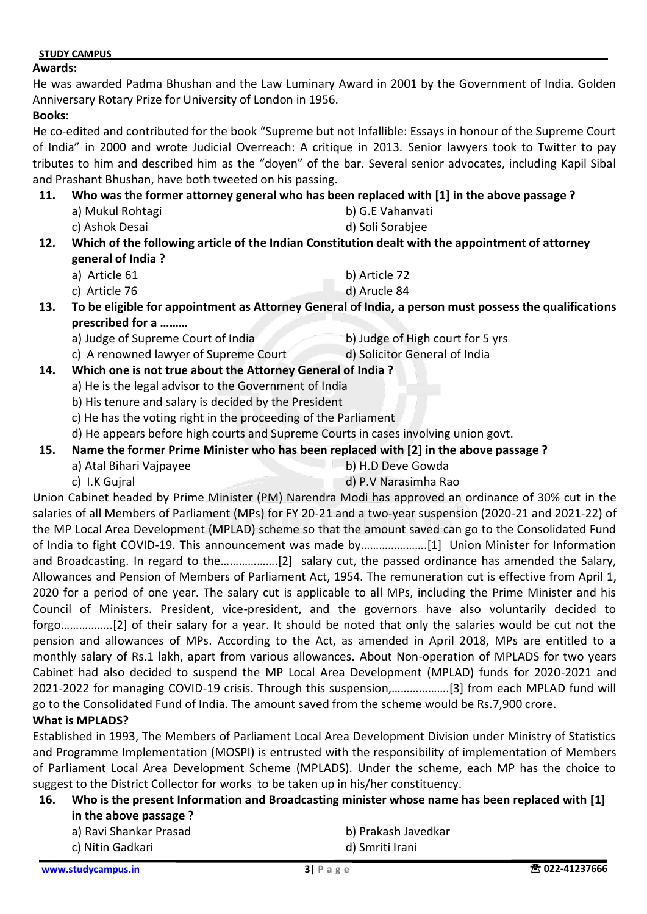**Awards:**

He was awarded Padma Bhushan and the Law Luminary Award in 2001 by the Government of India. Golden Anniversary Rotary Prize for University of London in 1956.

**Books:**

He co-edited and contributed for the book "Supreme but not Infallible: Essays in honour of the Supreme Court of India" in 2000 and wrote Judicial Overreach: A critique in 2013. Senior lawyers took to Twitter to pay tributes to him and described him as the "doyen" of the bar. Several senior advocates, including Kapil Sibal and Prashant Bhushan, have both tweeted on his passing.

**11. Who was the former attorney general who has been replaced with [1] in the above passage ?**

a) Mukul Rohtagi
b) G.E Vahanvati
c) Ashok Desai
d) Soli Sorabjee

**12. Which of the following article of the Indian Constitution dealt with the appointment of attorney general of India ?**

a) Article 61
b) Article 72
c) Article 76
d) Arucle 84

**13. To be eligible for appointment as Attorney General of India, a person must possess the qualifications prescribed for a ………**

a) Judge of Supreme Court of India
b) Judge of High court for 5 yrs
c) A renowned lawyer of Supreme Court
d) Solicitor General of India

**14. Which one is not true about the Attorney General of India ?**

a) He is the legal advisor to the Government of India
b) His tenure and salary is decided by the President
c) He has the voting right in the proceeding of the Parliament
d) He appears before high courts and Supreme Courts in cases involving union govt.

**15. Name the former Prime Minister who has been replaced with [2] in the above passage ?**

a) Atal Bihari Vajpayee
b) H.D Deve Gowda
c) I.K Gujral
d) P.V Narasimha Rao

Union Cabinet headed by Prime Minister (PM) Narendra Modi has approved an ordinance of 30% cut in the salaries of all Members of Parliament (MPs) for FY 20-21 and a two-year suspension (2020-21 and 2021-22) of the MP Local Area Development (MPLAD) scheme so that the amount saved can go to the Consolidated Fund of India to fight COVID-19. This announcement was made by………………….[1] Union Minister for Information and Broadcasting. In regard to the……………….[2] salary cut, the passed ordinance has amended the Salary, Allowances and Pension of Members of Parliament Act, 1954. The remuneration cut is effective from April 1, 2020 for a period of one year. The salary cut is applicable to all MPs, including the Prime Minister and his Council of Ministers. President, vice-president, and the governors have also voluntarily decided to forgo……………..[2] of their salary for a year. It should be noted that only the salaries would be cut not the pension and allowances of MPs. According to the Act, as amended in April 2018, MPs are entitled to a monthly salary of Rs.1 lakh, apart from various allowances. About Non-operation of MPLADS for two years Cabinet had also decided to suspend the MP Local Area Development (MPLAD) funds for 2020-2021 and 2021-2022 for managing COVID-19 crisis. Through this suspension,……………….[3] from each MPLAD fund will go to the Consolidated Fund of India. The amount saved from the scheme would be Rs.7,900 crore.

**What is MPLADS?**

Established in 1993, The Members of Parliament Local Area Development Division under Ministry of Statistics and Programme Implementation (MOSPI) is entrusted with the responsibility of implementation of Members of Parliament Local Area Development Scheme (MPLADS). Under the scheme, each MP has the choice to suggest to the District Collector for works to be taken up in his/her constituency.

**16. Who is the present Information and Broadcasting minister whose name has been replaced with [1] in the above passage ?**

a) Ravi Shankar Prasad
b) Prakash Javedkar
c) Nitin Gadkari
d) Smriti Irani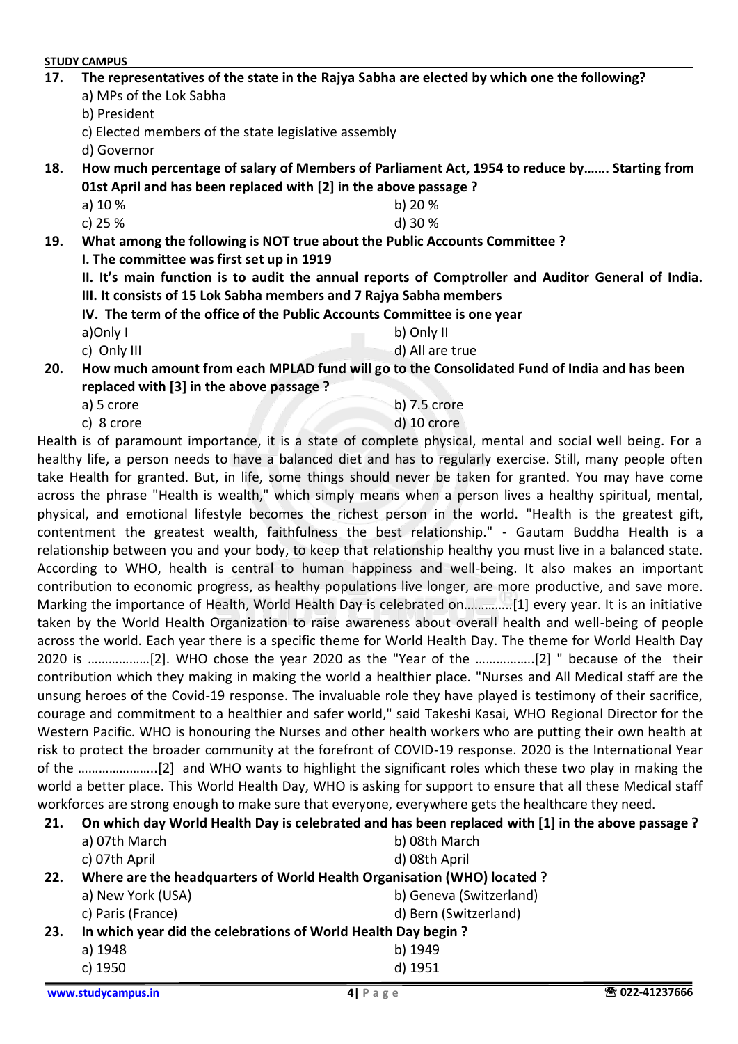**17. The representatives of the state in the Rajya Sabha are elected by which one the following?**

a) MPs of the Lok Sabha
b) President
c) Elected members of the state legislative assembly
d) Governor

**18. How much percentage of salary of Members of Parliament Act, 1954 to reduce by……. Starting from 01st April and has been replaced with [2] in the above passage ?**

a) 10 %
b) 20 %
c) 25 %
d) 30 %

**19. What among the following is NOT true about the Public Accounts Committee ?**

**I. The committee was first set up in 1919**

**II. It's main function is to audit the annual reports of Comptroller and Auditor General of India.**

**III. It consists of 15 Lok Sabha members and 7 Rajya Sabha members**

**IV. The term of the office of the Public Accounts Committee is one year**

a) Only I
b) Only II
c) Only III
d) All are true

**20. How much amount from each MPLAD fund will go to the Consolidated Fund of India and has been replaced with [3] in the above passage ?**

a) 5 crore
b) 7.5 crore
c) 8 crore
d) 10 crore

Health is of paramount importance, it is a state of complete physical, mental and social well being. For a healthy life, a person needs to have a balanced diet and has to regularly exercise. Still, many people often take Health for granted. But, in life, some things should never be taken for granted. You may have come across the phrase "Health is wealth," which simply means when a person lives a healthy spiritual, mental, physical, and emotional lifestyle becomes the richest person in the world. "Health is the greatest gift, contentment the greatest wealth, faithfulness the best relationship." - Gautam Buddha Health is a relationship between you and your body, to keep that relationship healthy you must live in a balanced state. According to WHO, health is central to human happiness and well-being. It also makes an important contribution to economic progress, as healthy populations live longer, are more productive, and save more. Marking the importance of Health, World Health Day is celebrated on………….[1] every year. It is an initiative taken by the World Health Organization to raise awareness about overall health and well-being of people across the world. Each year there is a specific theme for World Health Day. The theme for World Health Day 2020 is ………………[2]. WHO chose the year 2020 as the "Year of the ……………..[2] " because of the their contribution which they making in making the world a healthier place. "Nurses and All Medical staff are the unsung heroes of the Covid-19 response. The invaluable role they have played is testimony of their sacrifice, courage and commitment to a healthier and safer world," said Takeshi Kasai, WHO Regional Director for the Western Pacific. WHO is honouring the Nurses and other health workers who are putting their own health at risk to protect the broader community at the forefront of COVID-19 response. 2020 is the International Year of the …………………..[2] and WHO wants to highlight the significant roles which these two play in making the world a better place. This World Health Day, WHO is asking for support to ensure that all these Medical staff workforces are strong enough to make sure that everyone, everywhere gets the healthcare they need.

**21. On which day World Health Day is celebrated and has been replaced with [1] in the above passage ?**

a) 07th March
b) 08th March
c) 07th April
d) 08th April

**22. Where are the headquarters of World Health Organisation (WHO) located ?**

a) New York (USA)
b) Geneva (Switzerland)
c) Paris (France)
d) Bern (Switzerland)

**23. In which year did the celebrations of World Health Day begin ?**

a) 1948
b) 1949
c) 1950
d) 1951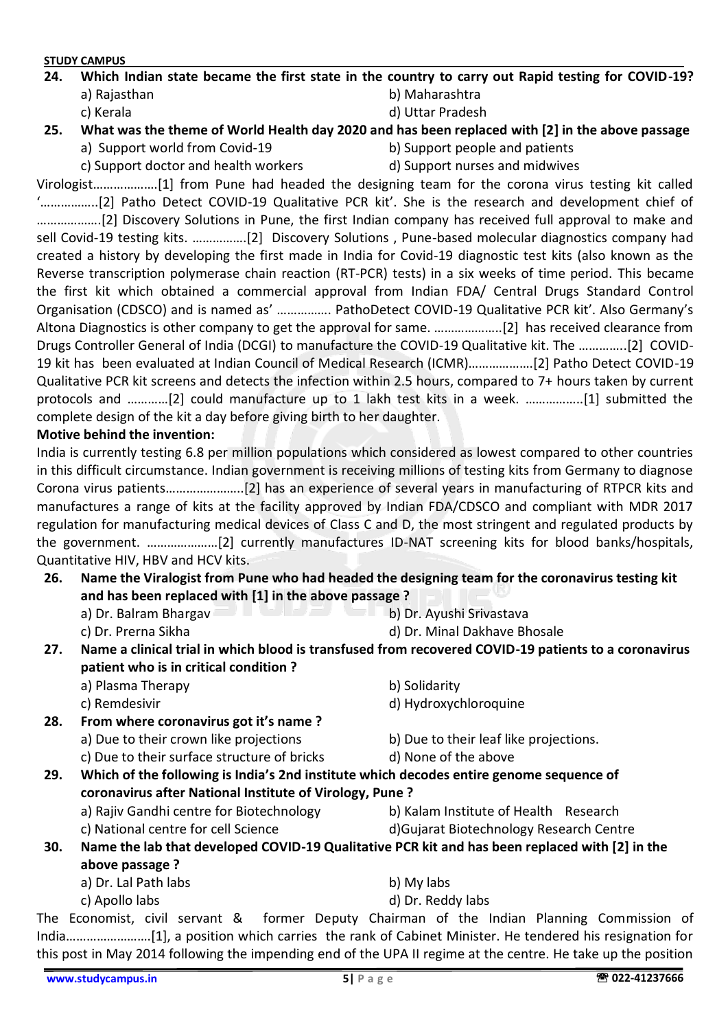**24. Which Indian state became the first state in the country to carry out Rapid testing for COVID-19?**

a) Rajasthan
b) Maharashtra
c) Kerala
d) Uttar Pradesh

**25. What was the theme of World Health day 2020 and has been replaced with [2] in the above passage**

a) Support world from Covid-19
b) Support people and patients
c) Support doctor and health workers
d) Support nurses and midwives

Virologist……………….[1] from Pune had headed the designing team for the corona virus testing kit called '……………..[2] Patho Detect COVID-19 Qualitative PCR kit'. She is the research and development chief of ……………….[2] Discovery Solutions in Pune, the first Indian company has received full approval to make and sell Covid-19 testing kits. …………….[2] Discovery Solutions , Pune-based molecular diagnostics company had created a history by developing the first made in India for Covid-19 diagnostic test kits (also known as the Reverse transcription polymerase chain reaction (RT-PCR) tests) in a six weeks of time period. This became the first kit which obtained a commercial approval from Indian FDA/ Central Drugs Standard Control Organisation (CDSCO) and is named as' ……………. PathoDetect COVID-19 Qualitative PCR kit'. Also Germany's Altona Diagnostics is other company to get the approval for same. ………………..[2] has received clearance from Drugs Controller General of India (DCGI) to manufacture the COVID-19 Qualitative kit. The …………..[2] COVID-19 kit has been evaluated at Indian Council of Medical Research (ICMR)……………….[2] Patho Detect COVID-19 Qualitative PCR kit screens and detects the infection within 2.5 hours, compared to 7+ hours taken by current protocols and …………[2] could manufacture up to 1 lakh test kits in a week. ……………..[1] submitted the complete design of the kit a day before giving birth to her daughter.

**Motive behind the invention:**

India is currently testing 6.8 per million populations which considered as lowest compared to other countries in this difficult circumstance. Indian government is receiving millions of testing kits from Germany to diagnose Corona virus patients…………………..[2] has an experience of several years in manufacturing of RTPCR kits and manufactures a range of kits at the facility approved by Indian FDA/CDSCO and compliant with MDR 2017 regulation for manufacturing medical devices of Class C and D, the most stringent and regulated products by the government. …………………[2] currently manufactures ID-NAT screening kits for blood banks/hospitals, Quantitative HIV, HBV and HCV kits.

**26. Name the Viralogist from Pune who had headed the designing team for the coronavirus testing kit and has been replaced with [1] in the above passage ?**

a) Dr. Balram Bhargav
b) Dr. Ayushi Srivastava
c) Dr. Prerna Sikha
d) Dr. Minal Dakhave Bhosale

**27. Name a clinical trial in which blood is transfused from recovered COVID-19 patients to a coronavirus patient who is in critical condition ?**

a) Plasma Therapy
b) Solidarity
c) Remdesivir
d) Hydroxychloroquine

**28. From where coronavirus got it's name ?**

a) Due to their crown like projections
b) Due to their leaf like projections.
c) Due to their surface structure of bricks
d) None of the above

**29. Which of the following is India's 2nd institute which decodes entire genome sequence of coronavirus after National Institute of Virology, Pune ?**

a) Rajiv Gandhi centre for Biotechnology
b) Kalam Institute of Health Research
c) National centre for cell Science
d)Gujarat Biotechnology Research Centre

**30. Name the lab that developed COVID-19 Qualitative PCR kit and has been replaced with [2] in the above passage ?**

a) Dr. Lal Path labs
b) My labs
c) Apollo labs
d) Dr. Reddy labs

The Economist, civil servant & former Deputy Chairman of the Indian Planning Commission of India……………………[1], a position which carries the rank of Cabinet Minister. He tendered his resignation for this post in May 2014 following the impending end of the UPA II regime at the centre. He take up the position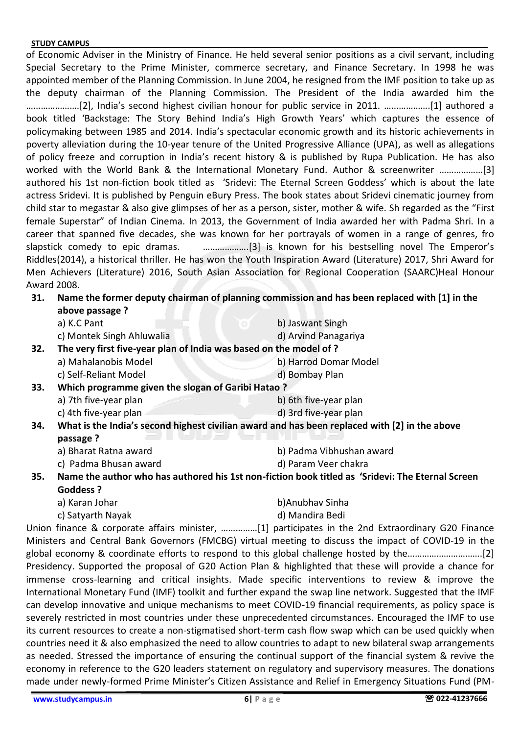of Economic Adviser in the Ministry of Finance. He held several senior positions as a civil servant, including Special Secretary to the Prime Minister, commerce secretary, and Finance Secretary. In 1998 he was appointed member of the Planning Commission. In June 2004, he resigned from the IMF position to take up as the deputy chairman of the Planning Commission. The President of the India awarded him the ………………….[2], India's second highest civilian honour for public service in 2011. ……………….[1] authored a book titled 'Backstage: The Story Behind India's High Growth Years' which captures the essence of policymaking between 1985 and 2014. India's spectacular economic growth and its historic achievements in poverty alleviation during the 10-year tenure of the United Progressive Alliance (UPA), as well as allegations of policy freeze and corruption in India's recent history & is published by Rupa Publication. He has also worked with the World Bank & the International Monetary Fund. Author & screenwriter ………………[3] authored his 1st non-fiction book titled as 'Sridevi: The Eternal Screen Goddess' which is about the late actress Sridevi. It is published by Penguin eBury Press. The book states about Sridevi cinematic journey from child star to megastar & also give glimpses of her as a person, sister, mother & wife. Sh regarded as the "First female Superstar" of Indian Cinema. In 2013, the Government of India awarded her with Padma Shri. In a career that spanned five decades, she was known for her portrayals of women in a range of genres, fro slapstick comedy to epic dramas. ……………….[3] is known for his bestselling novel The Emperor's Riddles(2014), a historical thriller. He has won the Youth Inspiration Award (Literature) 2017, Shri Award for Men Achievers (Literature) 2016, South Asian Association for Regional Cooperation (SAARC)Heal Honour Award 2008.

**31. Name the former deputy chairman of planning commission and has been replaced with [1] in the above passage ?**

a) K.C Pant
b) Jaswant Singh
c) Montek Singh Ahluwalia
d) Arvind Panagariya

**32. The very first five-year plan of India was based on the model of ?**

a) Mahalanobis Model
b) Harrod Domar Model
c) Self-Reliant Model
d) Bombay Plan

**33. Which programme given the slogan of Garibi Hatao ?**

a) 7th five-year plan
b) 6th five-year plan
c) 4th five-year plan
d) 3rd five-year plan

**34. What is the India's second highest civilian award and has been replaced with [2] in the above passage ?**

a) Bharat Ratna award
b) Padma Vibhushan award
c) Padma Bhusan award
d) Param Veer chakra

**35. Name the author who has authored his 1st non-fiction book titled as 'Sridevi: The Eternal Screen Goddess ?**

a) Karan Johar
b)Anubhav Sinha
c) Satyarth Nayak
d) Mandira Bedi

Union finance & corporate affairs minister, ……………[1] participates in the 2nd Extraordinary G20 Finance Ministers and Central Bank Governors (FMCBG) virtual meeting to discuss the impact of COVID-19 in the global economy & coordinate efforts to respond to this global challenge hosted by the…………………………[2] Presidency. Supported the proposal of G20 Action Plan & highlighted that these will provide a chance for immense cross-learning and critical insights. Made specific interventions to review & improve the International Monetary Fund (IMF) toolkit and further expand the swap line network. Suggested that the IMF can develop innovative and unique mechanisms to meet COVID-19 financial requirements, as policy space is severely restricted in most countries under these unprecedented circumstances. Encouraged the IMF to use its current resources to create a non-stigmatised short-term cash flow swap which can be used quickly when countries need it & also emphasized the need to allow countries to adapt to new bilateral swap arrangements as needed. Stressed the importance of ensuring the continual support of the financial system & revive the economy in reference to the G20 leaders statement on regulatory and supervisory measures. The donations made under newly-formed Prime Minister's Citizen Assistance and Relief in Emergency Situations Fund (PM-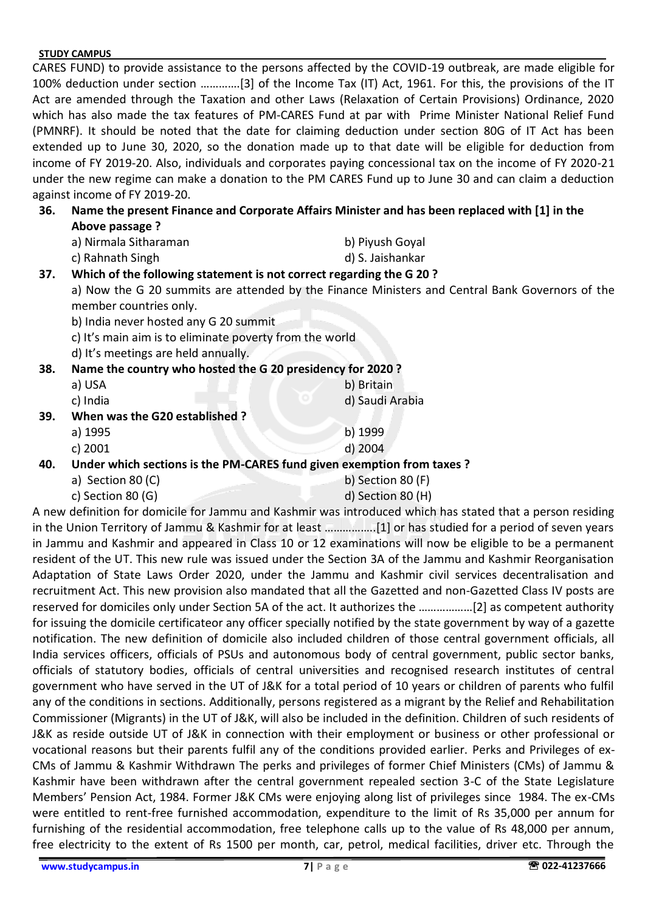CARES FUND) to provide assistance to the persons affected by the COVID-19 outbreak, are made eligible for 100% deduction under section …………[3] of the Income Tax (IT) Act, 1961. For this, the provisions of the IT Act are amended through the Taxation and other Laws (Relaxation of Certain Provisions) Ordinance, 2020 which has also made the tax features of PM-CARES Fund at par with Prime Minister National Relief Fund (PMNRF). It should be noted that the date for claiming deduction under section 80G of IT Act has been extended up to June 30, 2020, so the donation made up to that date will be eligible for deduction from income of FY 2019-20. Also, individuals and corporates paying concessional tax on the income of FY 2020-21 under the new regime can make a donation to the PM CARES Fund up to June 30 and can claim a deduction against income of FY 2019-20.

**36. Name the present Finance and Corporate Affairs Minister and has been replaced with [1] in the Above passage ?**

a) Nirmala Sitharaman
b) Piyush Goyal
c) Rahnath Singh
d) S. Jaishankar

**37. Which of the following statement is not correct regarding the G 20 ?**

a) Now the G 20 summits are attended by the Finance Ministers and Central Bank Governors of the member countries only.
b) India never hosted any G 20 summit
c) It's main aim is to eliminate poverty from the world
d) It's meetings are held annually.

**38. Name the country who hosted the G 20 presidency for 2020 ?**

a) USA
b) Britain
c) India
d) Saudi Arabia

**39. When was the G20 established ?**

a) 1995
b) 1999
c) 2001
d) 2004

**40. Under which sections is the PM-CARES fund given exemption from taxes ?**

a) Section 80 (C)
b) Section 80 (F)
c) Section 80 (G)
d) Section 80 (H)

A new definition for domicile for Jammu and Kashmir was introduced which has stated that a person residing in the Union Territory of Jammu & Kashmir for at least ……………..[1] or has studied for a period of seven years in Jammu and Kashmir and appeared in Class 10 or 12 examinations will now be eligible to be a permanent resident of the UT. This new rule was issued under the Section 3A of the Jammu and Kashmir Reorganisation Adaptation of State Laws Order 2020, under the Jammu and Kashmir civil services decentralisation and recruitment Act. This new provision also mandated that all the Gazetted and non-Gazetted Class IV posts are reserved for domiciles only under Section 5A of the act. It authorizes the ………………[2] as competent authority for issuing the domicile certificateor any officer specially notified by the state government by way of a gazette notification. The new definition of domicile also included children of those central government officials, all India services officers, officials of PSUs and autonomous body of central government, public sector banks, officials of statutory bodies, officials of central universities and recognised research institutes of central government who have served in the UT of J&K for a total period of 10 years or children of parents who fulfil any of the conditions in sections. Additionally, persons registered as a migrant by the Relief and Rehabilitation Commissioner (Migrants) in the UT of J&K, will also be included in the definition. Children of such residents of J&K as reside outside UT of J&K in connection with their employment or business or other professional or vocational reasons but their parents fulfil any of the conditions provided earlier. Perks and Privileges of ex-CMs of Jammu & Kashmir Withdrawn The perks and privileges of former Chief Ministers (CMs) of Jammu & Kashmir have been withdrawn after the central government repealed section 3-C of the State Legislature Members' Pension Act, 1984. Former J&K CMs were enjoying along list of privileges since 1984. The ex-CMs were entitled to rent-free furnished accommodation, expenditure to the limit of Rs 35,000 per annum for furnishing of the residential accommodation, free telephone calls up to the value of Rs 48,000 per annum, free electricity to the extent of Rs 1500 per month, car, petrol, medical facilities, driver etc. Through the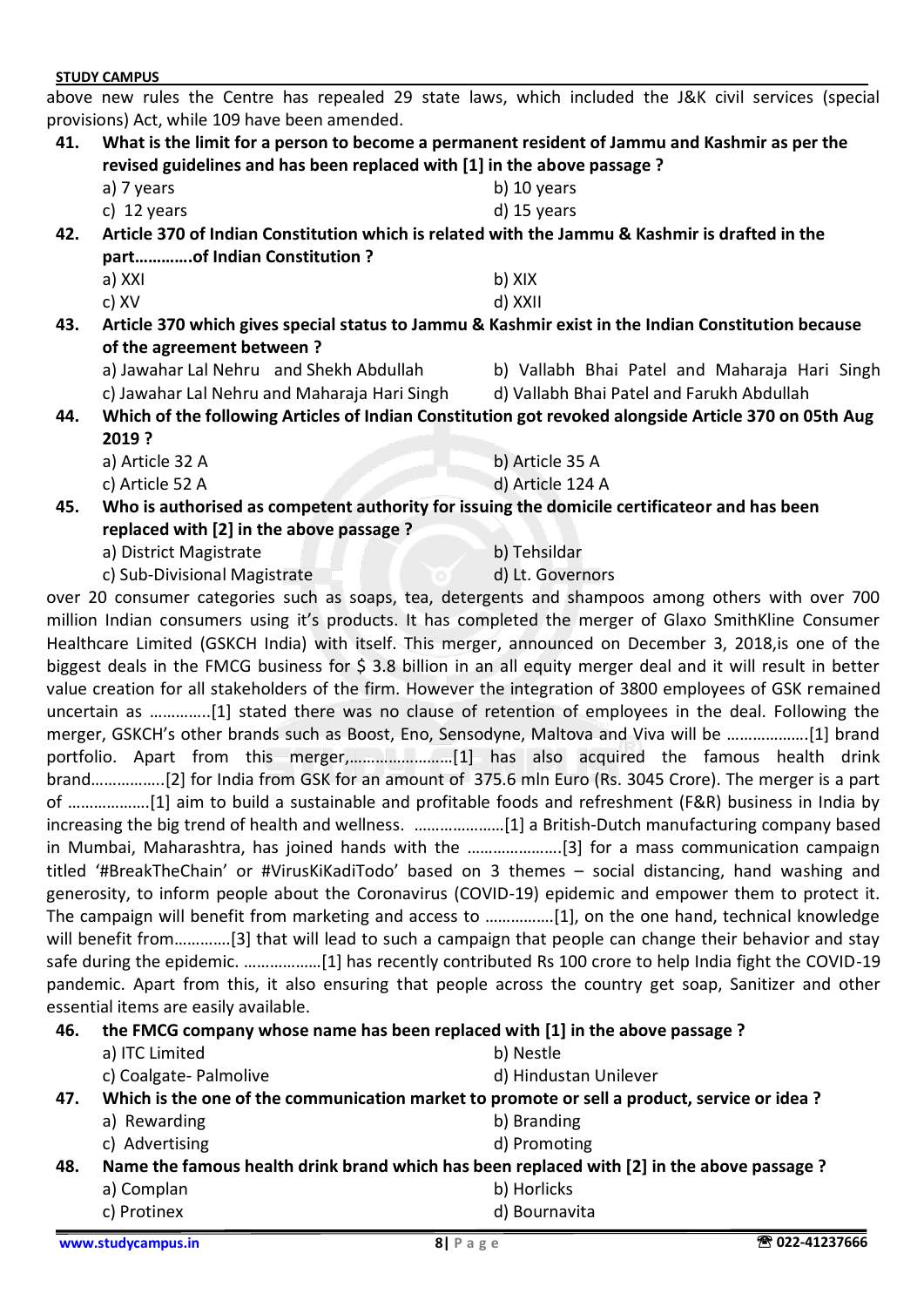above new rules the Centre has repealed 29 state laws, which included the J&K civil services (special provisions) Act, while 109 have been amended.

**41. What is the limit for a person to become a permanent resident of Jammu and Kashmir as per the revised guidelines and has been replaced with [1] in the above passage ?**

a) 7 years
b) 10 years
c) 12 years
d) 15 years

**42. Article 370 of Indian Constitution which is related with the Jammu & Kashmir is drafted in the part………….of Indian Constitution ?**

a) XXI
b) XIX
c) XV
d) XXII

**43. Article 370 which gives special status to Jammu & Kashmir exist in the Indian Constitution because of the agreement between ?**

a) Jawahar Lal Nehru and Shekh Abdullah
b) Vallabh Bhai Patel and Maharaja Hari Singh
c) Jawahar Lal Nehru and Maharaja Hari Singh
d) Vallabh Bhai Patel and Farukh Abdullah

**44. Which of the following Articles of Indian Constitution got revoked alongside Article 370 on 05th Aug 2019 ?**

a) Article 32 A
b) Article 35 A
c) Article 52 A
d) Article 124 A

**45. Who is authorised as competent authority for issuing the domicile certificateor and has been replaced with [2] in the above passage ?**

a) District Magistrate
b) Tehsildar
c) Sub-Divisional Magistrate
d) Lt. Governors

over 20 consumer categories such as soaps, tea, detergents and shampoos among others with over 700 million Indian consumers using it's products. It has completed the merger of Glaxo SmithKline Consumer Healthcare Limited (GSKCH India) with itself. This merger, announced on December 3, 2018,is one of the biggest deals in the FMCG business for $ 3.8 billion in an all equity merger deal and it will result in better value creation for all stakeholders of the firm. However the integration of 3800 employees of GSK remained uncertain as …………..[1] stated there was no clause of retention of employees in the deal. Following the merger, GSKCH's other brands such as Boost, Eno, Sensodyne, Maltova and Viva will be ……………….[1] brand portfolio. Apart from this merger,……………………[1] has also acquired the famous health drink brand……………..[2] for India from GSK for an amount of 375.6 mln Euro (Rs. 3045 Crore). The merger is a part of ……………….[1] aim to build a sustainable and profitable foods and refreshment (F&R) business in India by increasing the big trend of health and wellness. …………………[1] a British-Dutch manufacturing company based in Mumbai, Maharashtra, has joined hands with the ………………….[3] for a mass communication campaign titled '#BreakTheChain' or #VirusKiKadiTodo' based on 3 themes – social distancing, hand washing and generosity, to inform people about the Coronavirus (COVID-19) epidemic and empower them to protect it. The campaign will benefit from marketing and access to …………….[1], on the one hand, technical knowledge will benefit from………….[3] that will lead to such a campaign that people can change their behavior and stay safe during the epidemic. ………………[1] has recently contributed Rs 100 crore to help India fight the COVID-19 pandemic. Apart from this, it also ensuring that people across the country get soap, Sanitizer and other essential items are easily available.

**46. the FMCG company whose name has been replaced with [1] in the above passage ?**

a) ITC Limited
b) Nestle
c) Coalgate- Palmolive
d) Hindustan Unilever

**47. Which is the one of the communication market to promote or sell a product, service or idea ?**

a) Rewarding
b) Branding
c) Advertising
d) Promoting

**48. Name the famous health drink brand which has been replaced with [2] in the above passage ?**

a) Complan
b) Horlicks
c) Protinex
d) Bournavita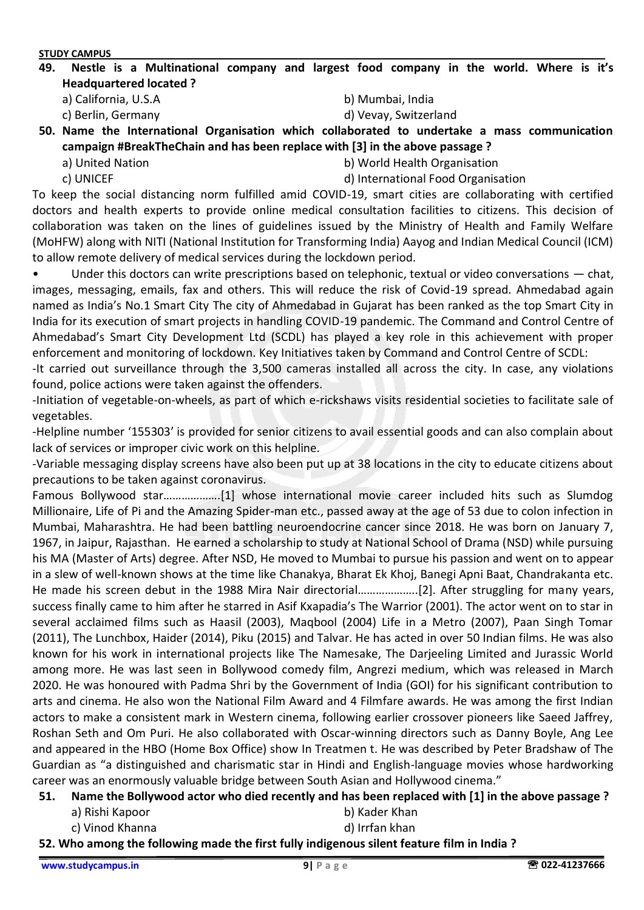**49. Nestle is a Multinational company and largest food company in the world. Where is it's Headquartered located ?**

a) California, U.S.A
b) Mumbai, India
c) Berlin, Germany
d) Vevay, Switzerland

**50. Name the International Organisation which collaborated to undertake a mass communication campaign #BreakTheChain and has been replace with [3] in the above passage ?**

a) United Nation
b) World Health Organisation
c) UNICEF
d) International Food Organisation

To keep the social distancing norm fulfilled amid COVID-19, smart cities are collaborating with certified doctors and health experts to provide online medical consultation facilities to citizens. This decision of collaboration was taken on the lines of guidelines issued by the Ministry of Health and Family Welfare (MoHFW) along with NITI (National Institution for Transforming India) Aayog and Indian Medical Council (ICM) to allow remote delivery of medical services during the lockdown period.

- Under this doctors can write prescriptions based on telephonic, textual or video conversations — chat, images, messaging, emails, fax and others. This will reduce the risk of Covid-19 spread. Ahmedabad again named as India's No.1 Smart City The city of Ahmedabad in Gujarat has been ranked as the top Smart City in India for its execution of smart projects in handling COVID-19 pandemic. The Command and Control Centre of Ahmedabad's Smart City Development Ltd (SCDL) has played a key role in this achievement with proper enforcement and monitoring of lockdown. Key Initiatives taken by Command and Control Centre of SCDL:

-It carried out surveillance through the 3,500 cameras installed all across the city. In case, any violations found, police actions were taken against the offenders.

-Initiation of vegetable-on-wheels, as part of which e-rickshaws visits residential societies to facilitate sale of vegetables.

-Helpline number '155303' is provided for senior citizens to avail essential goods and can also complain about lack of services or improper civic work on this helpline.

-Variable messaging display screens have also been put up at 38 locations in the city to educate citizens about precautions to be taken against coronavirus.

Famous Bollywood star……………….[1] whose international movie career included hits such as Slumdog Millionaire, Life of Pi and the Amazing Spider-man etc., passed away at the age of 53 due to colon infection in Mumbai, Maharashtra. He had been battling neuroendocrine cancer since 2018. He was born on January 7, 1967, in Jaipur, Rajasthan. He earned a scholarship to study at National School of Drama (NSD) while pursuing his MA (Master of Arts) degree. After NSD, He moved to Mumbai to pursue his passion and went on to appear in a slew of well-known shows at the time like Chanakya, Bharat Ek Khoj, Banegi Apni Baat, Chandrakanta etc. He made his screen debut in the 1988 Mira Nair directorial………………..[2]. After struggling for many years, success finally came to him after he starred in Asif Kxapadia's The Warrior (2001). The actor went on to star in several acclaimed films such as Haasil (2003), Maqbool (2004) Life in a Metro (2007), Paan Singh Tomar (2011), The Lunchbox, Haider (2014), Piku (2015) and Talvar. He has acted in over 50 Indian films. He was also known for his work in international projects like The Namesake, The Darjeeling Limited and Jurassic World among more. He was last seen in Bollywood comedy film, Angrezi medium, which was released in March 2020. He was honoured with Padma Shri by the Government of India (GOI) for his significant contribution to arts and cinema. He also won the National Film Award and 4 Filmfare awards. He was among the first Indian actors to make a consistent mark in Western cinema, following earlier crossover pioneers like Saeed Jaffrey, Roshan Seth and Om Puri. He also collaborated with Oscar-winning directors such as Danny Boyle, Ang Lee and appeared in the HBO (Home Box Office) show In Treatmen t. He was described by Peter Bradshaw of The Guardian as "a distinguished and charismatic star in Hindi and English-language movies whose hardworking career was an enormously valuable bridge between South Asian and Hollywood cinema."

**51. Name the Bollywood actor who died recently and has been replaced with [1] in the above passage ?**

a) Rishi Kapoor
b) Kader Khan
c) Vinod Khanna
d) Irrfan khan

**52. Who among the following made the first fully indigenous silent feature film in India ?**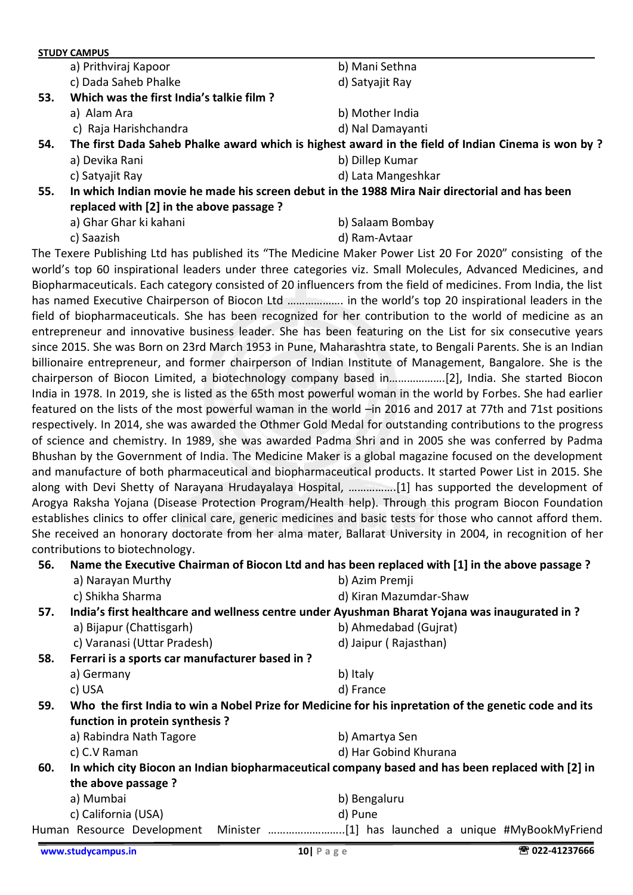a) Prithviraj Kapoor b) Mani Sethna
c) Dada Saheb Phalke d) Satyajit Ray

**53. Which was the first India's talkie film ?**
a) Alam Ara b) Mother India
c) Raja Harishchandra d) Nal Damayanti

**54. The first Dada Saheb Phalke award which is highest award in the field of Indian Cinema is won by ?**
a) Devika Rani b) Dillep Kumar
c) Satyajit Ray d) Lata Mangeshkar

**55. In which Indian movie he made his screen debut in the 1988 Mira Nair directorial and has been replaced with [2] in the above passage ?**
a) Ghar Ghar ki kahani b) Salaam Bombay
c) Saazish d) Ram-Avtaar

The Texere Publishing Ltd has published its "The Medicine Maker Power List 20 For 2020" consisting of the world's top 60 inspirational leaders under three categories viz. Small Molecules, Advanced Medicines, and Biopharmaceuticals. Each category consisted of 20 influencers from the field of medicines. From India, the list has named Executive Chairperson of Biocon Ltd ………………. in the world's top 20 inspirational leaders in the field of biopharmaceuticals. She has been recognized for her contribution to the world of medicine as an entrepreneur and innovative business leader. She has been featuring on the List for six consecutive years since 2015. She was Born on 23rd March 1953 in Pune, Maharashtra state, to Bengali Parents. She is an Indian billionaire entrepreneur, and former chairperson of Indian Institute of Management, Bangalore. She is the chairperson of Biocon Limited, a biotechnology company based in……………….[2], India. She started Biocon India in 1978. In 2019, she is listed as the 65th most powerful woman in the world by Forbes. She had earlier featured on the lists of the most powerful waman in the world –in 2016 and 2017 at 77th and 71st positions respectively. In 2014, she was awarded the Othmer Gold Medal for outstanding contributions to the progress of science and chemistry. In 1989, she was awarded Padma Shri and in 2005 she was conferred by Padma Bhushan by the Government of India. The Medicine Maker is a global magazine focused on the development and manufacture of both pharmaceutical and biopharmaceutical products. It started Power List in 2015. She along with Devi Shetty of Narayana Hrudayalaya Hospital, …………….[1] has supported the development of Arogya Raksha Yojana (Disease Protection Program/Health help). Through this program Biocon Foundation establishes clinics to offer clinical care, generic medicines and basic tests for those who cannot afford them. She received an honorary doctorate from her alma mater, Ballarat University in 2004, in recognition of her contributions to biotechnology.

**56. Name the Executive Chairman of Biocon Ltd and has been replaced with [1] in the above passage ?**
a) Narayan Murthy b) Azim Premji
c) Shikha Sharma d) Kiran Mazumdar-Shaw

**57. India's first healthcare and wellness centre under Ayushman Bharat Yojana was inaugurated in ?**
a) Bijapur (Chattisgarh) b) Ahmedabad (Gujrat)
c) Varanasi (Uttar Pradesh) d) Jaipur ( Rajasthan)

**58. Ferrari is a sports car manufacturer based in ?**
a) Germany b) Italy
c) USA d) France

**59. Who the first India to win a Nobel Prize for Medicine for his inpretation of the genetic code and its function in protein synthesis ?**
a) Rabindra Nath Tagore b) Amartya Sen
c) C.V Raman d) Har Gobind Khurana

**60. In which city Biocon an Indian biopharmaceutical company based and has been replaced with [2] in the above passage ?**
a) Mumbai b) Bengaluru
c) California (USA) d) Pune

Human Resource Development Minister ……………………..[1] has launched a unique #MyBookMyFriend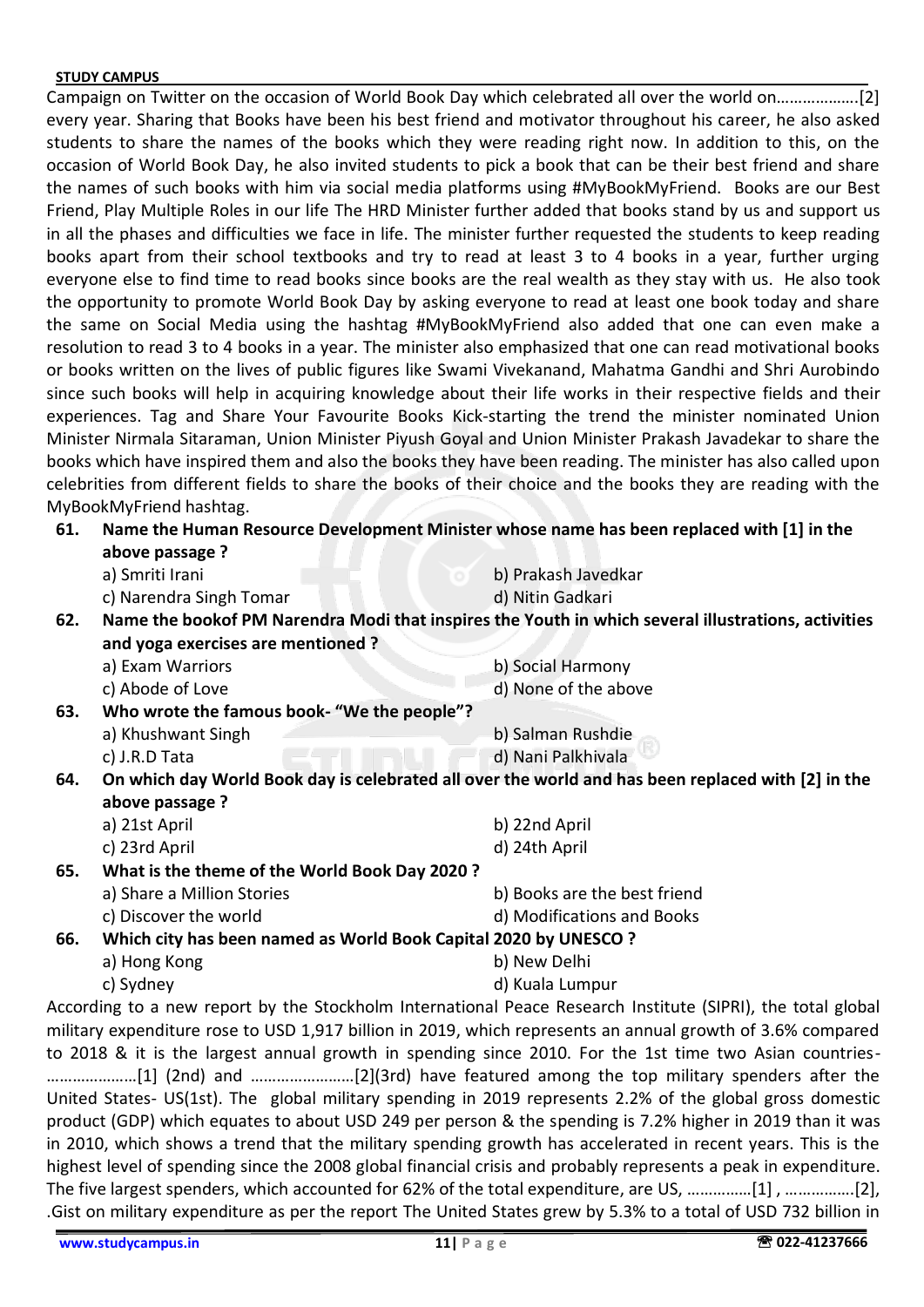Campaign on Twitter on the occasion of World Book Day which celebrated all over the world on……………….[2] every year. Sharing that Books have been his best friend and motivator throughout his career, he also asked students to share the names of the books which they were reading right now. In addition to this, on the occasion of World Book Day, he also invited students to pick a book that can be their best friend and share the names of such books with him via social media platforms using #MyBookMyFriend. Books are our Best Friend, Play Multiple Roles in our life The HRD Minister further added that books stand by us and support us in all the phases and difficulties we face in life. The minister further requested the students to keep reading books apart from their school textbooks and try to read at least 3 to 4 books in a year, further urging everyone else to find time to read books since books are the real wealth as they stay with us. He also took the opportunity to promote World Book Day by asking everyone to read at least one book today and share the same on Social Media using the hashtag #MyBookMyFriend also added that one can even make a resolution to read 3 to 4 books in a year. The minister also emphasized that one can read motivational books or books written on the lives of public figures like Swami Vivekanand, Mahatma Gandhi and Shri Aurobindo since such books will help in acquiring knowledge about their life works in their respective fields and their experiences. Tag and Share Your Favourite Books Kick-starting the trend the minister nominated Union Minister Nirmala Sitaraman, Union Minister Piyush Goyal and Union Minister Prakash Javadekar to share the books which have inspired them and also the books they have been reading. The minister has also called upon celebrities from different fields to share the books of their choice and the books they are reading with the MyBookMyFriend hashtag.

**61. Name the Human Resource Development Minister whose name has been replaced with [1] in the above passage ?**

a) Smriti Irani
b) Prakash Javedkar
c) Narendra Singh Tomar
d) Nitin Gadkari

**62. Name the bookof PM Narendra Modi that inspires the Youth in which several illustrations, activities and yoga exercises are mentioned ?**

a) Exam Warriors
b) Social Harmony
c) Abode of Love
d) None of the above

**63. Who wrote the famous book- "We the people"?**

a) Khushwant Singh
b) Salman Rushdie
c) J.R.D Tata
d) Nani Palkhivala

**64. On which day World Book day is celebrated all over the world and has been replaced with [2] in the above passage ?**

a) 21st April
b) 22nd April
c) 23rd April
d) 24th April

**65. What is the theme of the World Book Day 2020 ?**

a) Share a Million Stories
b) Books are the best friend
c) Discover the world
d) Modifications and Books

**66. Which city has been named as World Book Capital 2020 by UNESCO ?**

a) Hong Kong
b) New Delhi
c) Sydney
d) Kuala Lumpur

According to a new report by the Stockholm International Peace Research Institute (SIPRI), the total global military expenditure rose to USD 1,917 billion in 2019, which represents an annual growth of 3.6% compared to 2018 & it is the largest annual growth in spending since 2010. For the 1st time two Asian countries- …………………[1] (2nd) and ……………………[2](3rd) have featured among the top military spenders after the United States- US(1st). The global military spending in 2019 represents 2.2% of the global gross domestic product (GDP) which equates to about USD 249 per person & the spending is 7.2% higher in 2019 than it was in 2010, which shows a trend that the military spending growth has accelerated in recent years. This is the highest level of spending since the 2008 global financial crisis and probably represents a peak in expenditure. The five largest spenders, which accounted for 62% of the total expenditure, are US, ……………[1] , …………….[2], .Gist on military expenditure as per the report The United States grew by 5.3% to a total of USD 732 billion in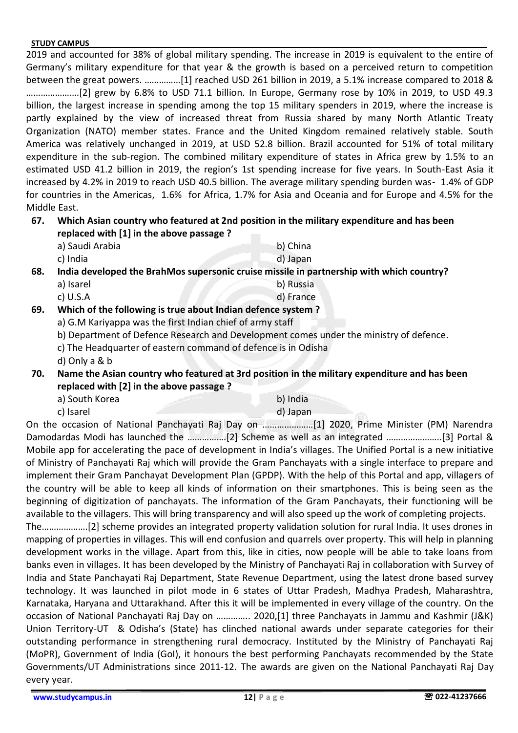2019 and accounted for 38% of global military spending. The increase in 2019 is equivalent to the entire of Germany's military expenditure for that year & the growth is based on a perceived return to competition between the great powers. ……………[1] reached USD 261 billion in 2019, a 5.1% increase compared to 2018 & ………………….[2] grew by 6.8% to USD 71.1 billion. In Europe, Germany rose by 10% in 2019, to USD 49.3 billion, the largest increase in spending among the top 15 military spenders in 2019, where the increase is partly explained by the view of increased threat from Russia shared by many North Atlantic Treaty Organization (NATO) member states. France and the United Kingdom remained relatively stable. South America was relatively unchanged in 2019, at USD 52.8 billion. Brazil accounted for 51% of total military expenditure in the sub-region. The combined military expenditure of states in Africa grew by 1.5% to an estimated USD 41.2 billion in 2019, the region's 1st spending increase for five years. In South-East Asia it increased by 4.2% in 2019 to reach USD 40.5 billion. The average military spending burden was- 1.4% of GDP for countries in the Americas, 1.6% for Africa, 1.7% for Asia and Oceania and for Europe and 4.5% for the Middle East.

**67. Which Asian country who featured at 2nd position in the military expenditure and has been replaced with [1] in the above passage ?**

a) Saudi Arabia
b) China
c) India
d) Japan

**68. India developed the BrahMos supersonic cruise missile in partnership with which country?**

a) Isarel
b) Russia
c) U.S.A
d) France

**69. Which of the following is true about Indian defence system ?**

a) G.M Kariyappa was the first Indian chief of army staff
b) Department of Defence Research and Development comes under the ministry of defence.
c) The Headquarter of eastern command of defence is in Odisha
d) Only a & b

**70. Name the Asian country who featured at 3rd position in the military expenditure and has been replaced with [2] in the above passage ?**

a) South Korea
b) India
c) Isarel
d) Japan

On the occasion of National Panchayati Raj Day on …………………[1] 2020, Prime Minister (PM) Narendra Damodardas Modi has launched the …………….[2] Scheme as well as an integrated …………………..[3] Portal & Mobile app for accelerating the pace of development in India's villages. The Unified Portal is a new initiative of Ministry of Panchayati Raj which will provide the Gram Panchayats with a single interface to prepare and implement their Gram Panchayat Development Plan (GPDP). With the help of this Portal and app, villagers of the country will be able to keep all kinds of information on their smartphones. This is being seen as the beginning of digitization of panchayats. The information of the Gram Panchayats, their functioning will be available to the villagers. This will bring transparency and will also speed up the work of completing projects.

The……………….[2] scheme provides an integrated property validation solution for rural India. It uses drones in mapping of properties in villages. This will end confusion and quarrels over property. This will help in planning development works in the village. Apart from this, like in cities, now people will be able to take loans from banks even in villages. It has been developed by the Ministry of Panchayati Raj in collaboration with Survey of India and State Panchayati Raj Department, State Revenue Department, using the latest drone based survey technology. It was launched in pilot mode in 6 states of Uttar Pradesh, Madhya Pradesh, Maharashtra, Karnataka, Haryana and Uttarakhand. After this it will be implemented in every village of the country. On the occasion of National Panchayati Raj Day on ………….. 2020,[1] three Panchayats in Jammu and Kashmir (J&K) Union Territory-UT & Odisha's (State) has clinched national awards under separate categories for their outstanding performance in strengthening rural democracy. Instituted by the Ministry of Panchayati Raj (MoPR), Government of India (GoI), it honours the best performing Panchayats recommended by the State Governments/UT Administrations since 2011-12. The awards are given on the National Panchayati Raj Day every year.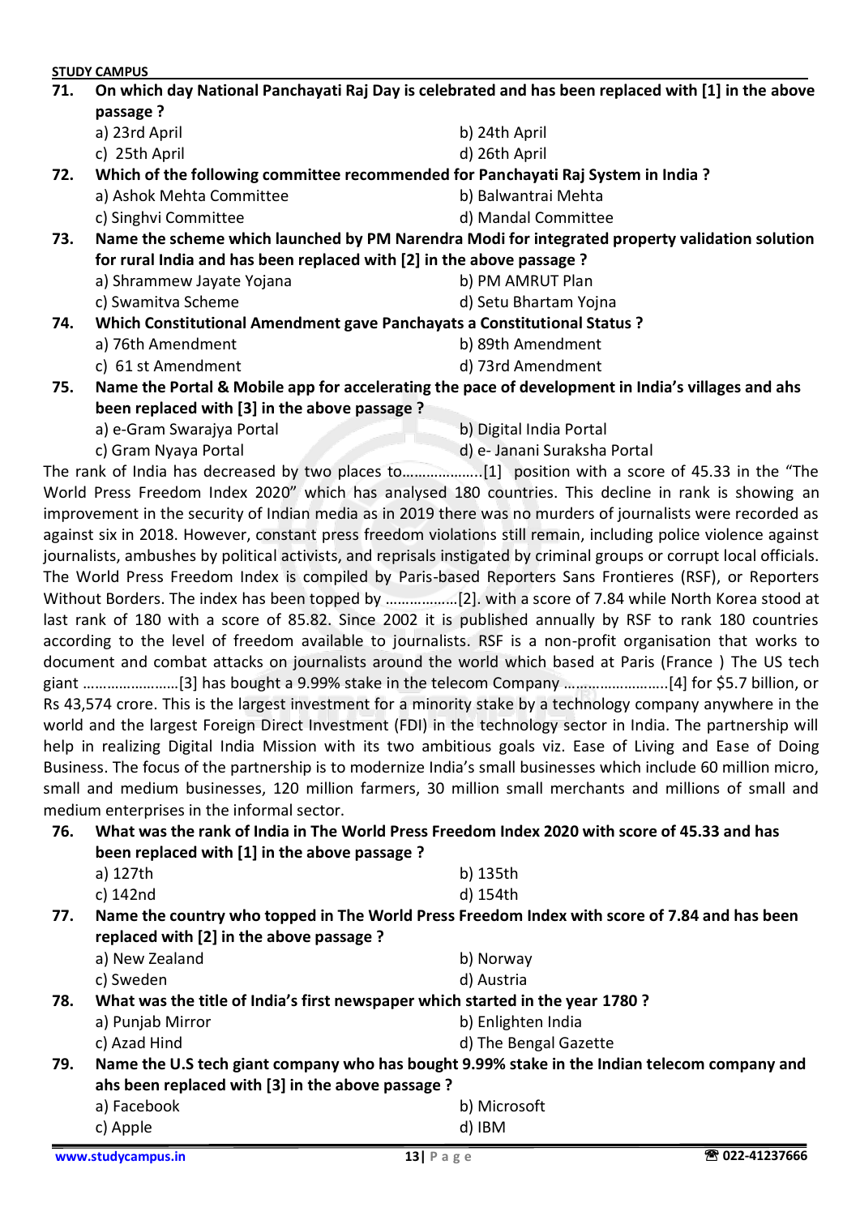**71. On which day National Panchayati Raj Day is celebrated and has been replaced with [1] in the above passage ?**

a) 23rd April
b) 24th April
c) 25th April
d) 26th April

**72. Which of the following committee recommended for Panchayati Raj System in India ?**

a) Ashok Mehta Committee
b) Balwantrai Mehta
c) Singhvi Committee
d) Mandal Committee

**73. Name the scheme which launched by PM Narendra Modi for integrated property validation solution for rural India and has been replaced with [2] in the above passage ?**

a) Shrammew Jayate Yojana
b) PM AMRUT Plan
c) Swamitva Scheme
d) Setu Bhartam Yojna

**74. Which Constitutional Amendment gave Panchayats a Constitutional Status ?**

a) 76th Amendment
b) 89th Amendment
c) 61 st Amendment
d) 73rd Amendment

**75. Name the Portal & Mobile app for accelerating the pace of development in India's villages and ahs been replaced with [3] in the above passage ?**

a) e-Gram Swarajya Portal
b) Digital India Portal
c) Gram Nyaya Portal
d) e- Janani Suraksha Portal

The rank of India has decreased by two places to………………..[1] position with a score of 45.33 in the "The World Press Freedom Index 2020" which has analysed 180 countries. This decline in rank is showing an improvement in the security of Indian media as in 2019 there was no murders of journalists were recorded as against six in 2018. However, constant press freedom violations still remain, including police violence against journalists, ambushes by political activists, and reprisals instigated by criminal groups or corrupt local officials. The World Press Freedom Index is compiled by Paris-based Reporters Sans Frontieres (RSF), or Reporters Without Borders. The index has been topped by ………………[2]. with a score of 7.84 while North Korea stood at last rank of 180 with a score of 85.82. Since 2002 it is published annually by RSF to rank 180 countries according to the level of freedom available to journalists. RSF is a non-profit organisation that works to document and combat attacks on journalists around the world which based at Paris (France ) The US tech giant ……………………[3] has bought a 9.99% stake in the telecom Company ……………………..[4] for $5.7 billion, or Rs 43,574 crore. This is the largest investment for a minority stake by a technology company anywhere in the world and the largest Foreign Direct Investment (FDI) in the technology sector in India. The partnership will help in realizing Digital India Mission with its two ambitious goals viz. Ease of Living and Ease of Doing Business. The focus of the partnership is to modernize India's small businesses which include 60 million micro, small and medium businesses, 120 million farmers, 30 million small merchants and millions of small and medium enterprises in the informal sector.

**76. What was the rank of India in The World Press Freedom Index 2020 with score of 45.33 and has been replaced with [1] in the above passage ?**

a) 127th
b) 135th
c) 142nd
d) 154th

**77. Name the country who topped in The World Press Freedom Index with score of 7.84 and has been replaced with [2] in the above passage ?**

a) New Zealand
b) Norway
c) Sweden
d) Austria

**78. What was the title of India's first newspaper which started in the year 1780 ?**

a) Punjab Mirror
b) Enlighten India
c) Azad Hind
d) The Bengal Gazette

**79. Name the U.S tech giant company who has bought 9.99% stake in the Indian telecom company and ahs been replaced with [3] in the above passage ?**

a) Facebook
b) Microsoft
c) Apple
d) IBM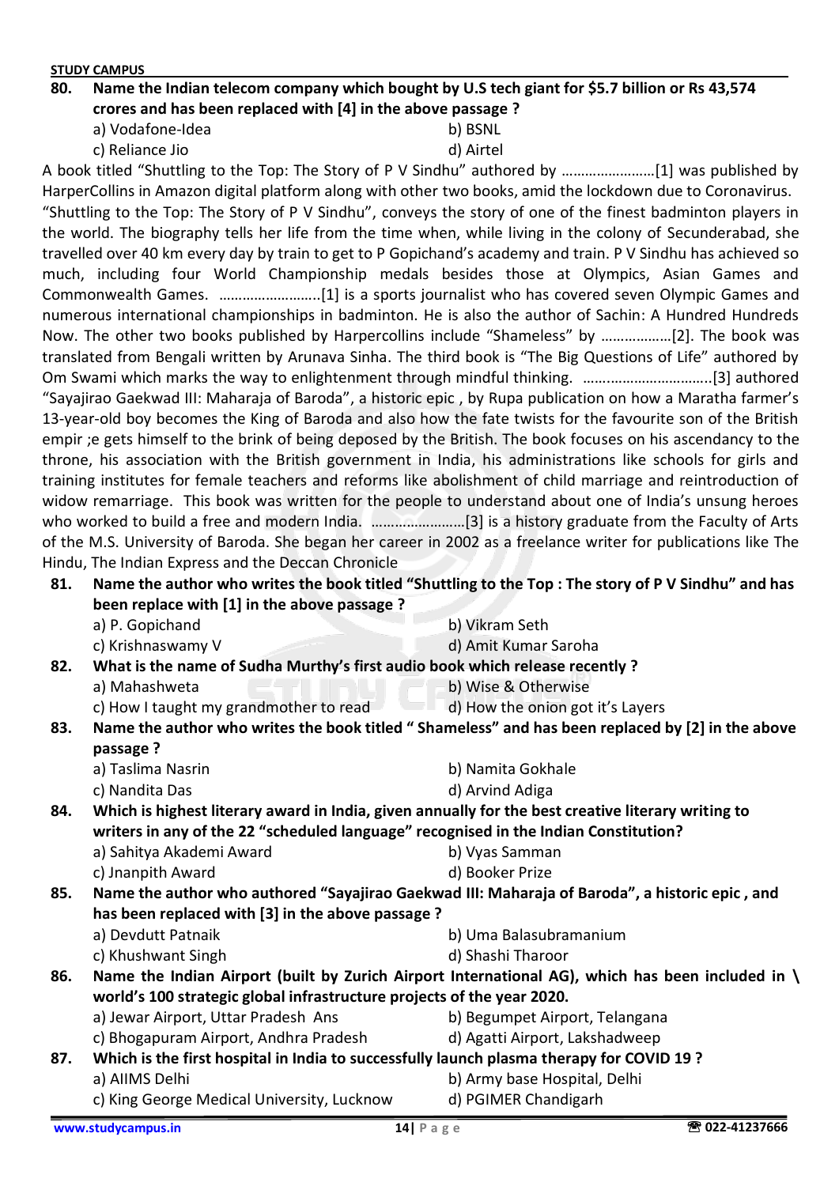**80. Name the Indian telecom company which bought by U.S tech giant for $5.7 billion or Rs 43,574 crores and has been replaced with [4] in the above passage ?**

a) Vodafone-Idea b) BSNL
c) Reliance Jio d) Airtel

A book titled "Shuttling to the Top: The Story of P V Sindhu" authored by ……………………[1] was published by HarperCollins in Amazon digital platform along with other two books, amid the lockdown due to Coronavirus. "Shuttling to the Top: The Story of P V Sindhu", conveys the story of one of the finest badminton players in the world. The biography tells her life from the time when, while living in the colony of Secunderabad, she travelled over 40 km every day by train to get to P Gopichand's academy and train. P V Sindhu has achieved so much, including four World Championship medals besides those at Olympics, Asian Games and Commonwealth Games. ……………………..[1] is a sports journalist who has covered seven Olympic Games and numerous international championships in badminton. He is also the author of Sachin: A Hundred Hundreds Now. The other two books published by Harpercollins include "Shameless" by ………………[2]. The book was translated from Bengali written by Arunava Sinha. The third book is "The Big Questions of Life" authored by Om Swami which marks the way to enlightenment through mindful thinking. ……………………………..[3] authored "Sayajirao Gaekwad III: Maharaja of Baroda", a historic epic , by Rupa publication on how a Maratha farmer's 13-year-old boy becomes the King of Baroda and also how the fate twists for the favourite son of the British empir ;e gets himself to the brink of being deposed by the British. The book focuses on his ascendancy to the throne, his association with the British government in India, his administrations like schools for girls and training institutes for female teachers and reforms like abolishment of child marriage and reintroduction of widow remarriage. This book was written for the people to understand about one of India's unsung heroes who worked to build a free and modern India. ……………………[3] is a history graduate from the Faculty of Arts of the M.S. University of Baroda. She began her career in 2002 as a freelance writer for publications like The Hindu, The Indian Express and the Deccan Chronicle

**81. Name the author who writes the book titled "Shuttling to the Top : The story of P V Sindhu" and has been replace with [1] in the above passage ?**

a) P. Gopichand b) Vikram Seth
c) Krishnaswamy V d) Amit Kumar Saroha

**82. What is the name of Sudha Murthy's first audio book which release recently ?**

a) Mahashweta b) Wise & Otherwise
c) How I taught my grandmother to read d) How the onion got it's Layers

**83. Name the author who writes the book titled " Shameless" and has been replaced by [2] in the above passage ?**

a) Taslima Nasrin b) Namita Gokhale
c) Nandita Das d) Arvind Adiga

**84. Which is highest literary award in India, given annually for the best creative literary writing to writers in any of the 22 "scheduled language" recognised in the Indian Constitution?**

a) Sahitya Akademi Award b) Vyas Samman
c) Jnanpith Award d) Booker Prize

**85. Name the author who authored "Sayajirao Gaekwad III: Maharaja of Baroda", a historic epic , and has been replaced with [3] in the above passage ?**

a) Devdutt Patnaik b) Uma Balasubramanium
c) Khushwant Singh d) Shashi Tharoor

**86. Name the Indian Airport (built by Zurich Airport International AG), which has been included in \ world's 100 strategic global infrastructure projects of the year 2020.**

a) Jewar Airport, Uttar Pradesh Ans b) Begumpet Airport, Telangana
c) Bhogapuram Airport, Andhra Pradesh d) Agatti Airport, Lakshadweep

**87. Which is the first hospital in India to successfully launch plasma therapy for COVID 19 ?**

a) AIIMS Delhi b) Army base Hospital, Delhi
c) King George Medical University, Lucknow d) PGIMER Chandigarh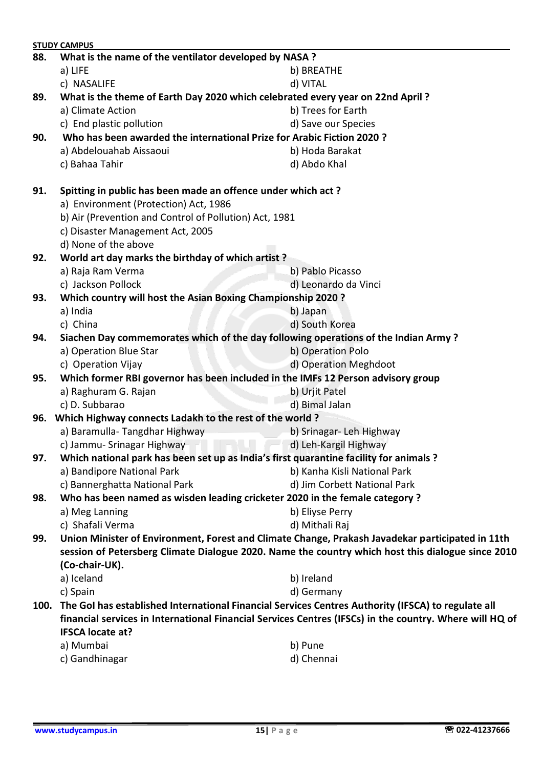**88. What is the name of the ventilator developed by NASA ?**

a) LIFE
b) BREATHE
c) NASALIFE
d) VITAL

**89. What is the theme of Earth Day 2020 which celebrated every year on 22nd April ?**

a) Climate Action
b) Trees for Earth
c) End plastic pollution
d) Save our Species

**90. Who has been awarded the international Prize for Arabic Fiction 2020 ?**

a) Abdelouahab Aissaoui
b) Hoda Barakat
c) Bahaa Tahir
d) Abdo Khal

**91. Spitting in public has been made an offence under which act ?**

a) Environment (Protection) Act, 1986
b) Air (Prevention and Control of Pollution) Act, 1981
c) Disaster Management Act, 2005
d) None of the above

**92. World art day marks the birthday of which artist ?**

a) Raja Ram Verma
b) Pablo Picasso
c) Jackson Pollock
d) Leonardo da Vinci

**93. Which country will host the Asian Boxing Championship 2020 ?**

a) India
b) Japan
c) China
d) South Korea

**94. Siachen Day commemorates which of the day following operations of the Indian Army ?**

a) Operation Blue Star
b) Operation Polo
c) Operation Vijay
d) Operation Meghdoot

**95. Which former RBI governor has been included in the IMFs 12 Person advisory group**

a) Raghuram G. Rajan
b) Urjit Patel
c) D. Subbarao
d) Bimal Jalan

**96. Which Highway connects Ladakh to the rest of the world ?**

a) Baramulla- Tangdhar Highway
b) Srinagar- Leh Highway
c) Jammu- Srinagar Highway
d) Leh-Kargil Highway

**97. Which national park has been set up as India's first quarantine facility for animals ?**

a) Bandipore National Park
b) Kanha Kisli National Park
c) Bannerghatta National Park
d) Jim Corbett National Park

**98. Who has been named as wisden leading cricketer 2020 in the female category ?**

a) Meg Lanning
b) Eliyse Perry
c) Shafali Verma
d) Mithali Raj

**99. Union Minister of Environment, Forest and Climate Change, Prakash Javadekar participated in 11th session of Petersberg Climate Dialogue 2020. Name the country which host this dialogue since 2010 (Co-chair-UK).**

a) Iceland
b) Ireland
c) Spain
d) Germany

**100. The GoI has established International Financial Services Centres Authority (IFSCA) to regulate all financial services in International Financial Services Centres (IFSCs) in the country. Where will HQ of IFSCA locate at?**

a) Mumbai
b) Pune
c) Gandhinagar
d) Chennai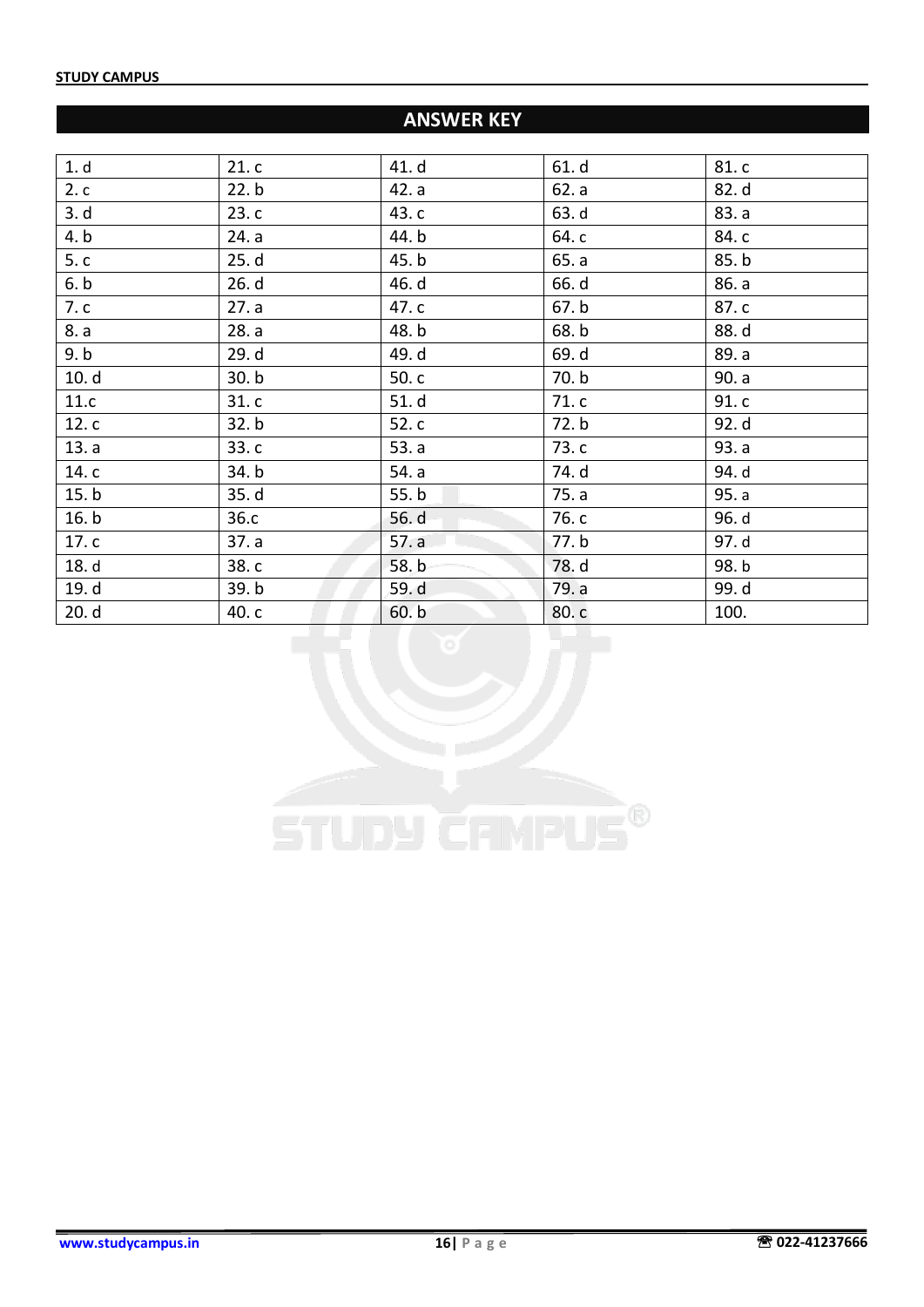## ANSWER KEY

| | | | | |
|---|---|---|---|---|
| 1. d | 21. c | 41. d | 61. d | 81. c |
| 2. c | 22. b | 42. a | 62. a | 82. d |
| 3. d | 23. c | 43. c | 63. d | 83. a |
| 4. b | 24. a | 44. b | 64. c | 84. c |
| 5. c | 25. d | 45. b | 65. a | 85. b |
| 6. b | 26. d | 46. d | 66. d | 86. a |
| 7. c | 27. a | 47. c | 67. b | 87. c |
| 8. a | 28. a | 48. b | 68. b | 88. d |
| 9. b | 29. d | 49. d | 69. d | 89. a |
| 10. d | 30. b | 50. c | 70. b | 90. a |
| 11.c | 31. c | 51. d | 71. c | 91. c |
| 12. c | 32. b | 52. c | 72. b | 92. d |
| 13. a | 33. c | 53. a | 73. c | 93. a |
| 14. c | 34. b | 54. a | 74. d | 94. d |
| 15. b | 35. d | 55. b | 75. a | 95. a |
| 16. b | 36.c | 56. d | 76. c | 96. d |
| 17. c | 37. a | 57. a | 77. b | 97. d |
| 18. d | 38. c | 58. b | 78. d | 98. b |
| 19. d | 39. b | 59. d | 79. a | 99. d |
| 20. d | 40. c | 60. b | 80. c | 100. |